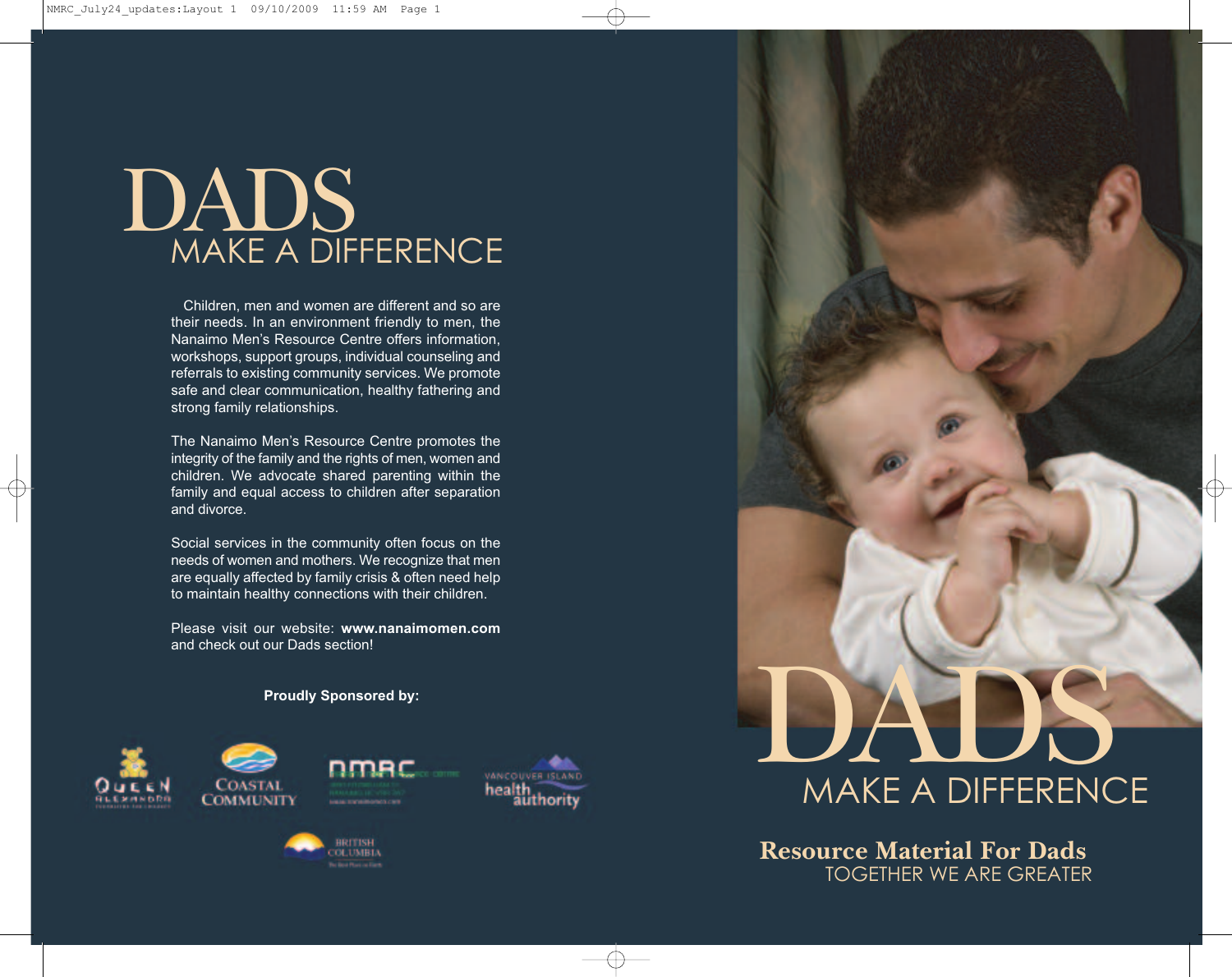# DADS
## MAKE A DIFFERENCE

Children, men and women are different and so are their needs. In an environment friendly to men, the Nanaimo Men's Resource Centre offers information, workshops, support groups, individual counseling and referrals to existing community services. We promote safe and clear communication, healthy fathering and strong family relationships.

The Nanaimo Men's Resource Centre promotes the integrity of the family and the rights of men, women and children. We advocate shared parenting within the family and equal access to children after separation and divorce.

Social services in the community often focus on the needs of women and mothers. We recognize that men are equally affected by family crisis & often need help to maintain healthy connections with their children.

Please visit our website: **www.nanaimomen.com** and check out our Dads section!

**Proudly Sponsored by:**

Queen Alexandra Foundation for Children

Coastal Community

NMRC

Vancouver Island health authority

British Columbia

# DADS
## MAKE A DIFFERENCE

**Resource Material For Dads**

TOGETHER WE ARE GREATER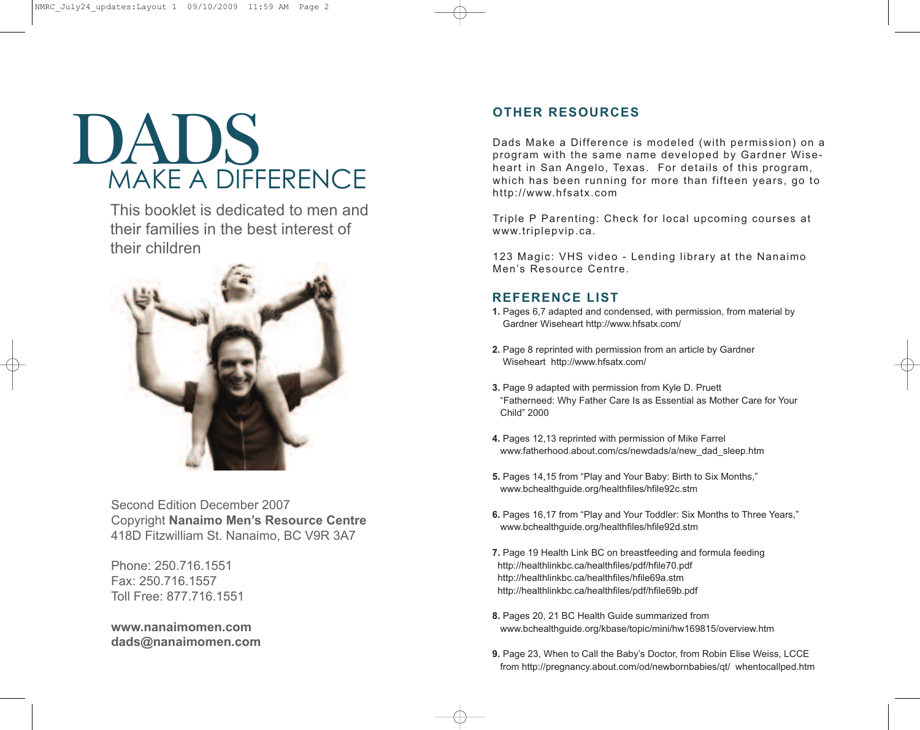# DADS
## MAKE A DIFFERENCE

This booklet is dedicated to men and their families in the best interest of their children

Second Edition December 2007
Copyright **Nanaimo Men's Resource Centre**
418D Fitzwilliam St. Nanaimo, BC V9R 3A7

Phone: 250.716.1551
Fax: 250.716.1557
Toll Free: 877.716.1551

**www.nanaimomen.com**
**dads@nanaimomen.com**

## OTHER RESOURCES

Dads Make a Difference is modeled (with permission) on a program with the same name developed by Gardner Wiseheart in San Angelo, Texas. For details of this program, which has been running for more than fifteen years, go to http://www.hfsatx.com

Triple P Parenting: Check for local upcoming courses at www.triplepvip.ca.

123 Magic: VHS video - Lending library at the Nanaimo Men's Resource Centre.

## REFERENCE LIST

**1.** Pages 6,7 adapted and condensed, with permission, from material by Gardner Wiseheart http://www.hfsatx.com/

**2.** Page 8 reprinted with permission from an article by Gardner Wiseheart http://www.hfsatx.com/

**3.** Page 9 adapted with permission from Kyle D. Pruett "Fatherneed: Why Father Care Is as Essential as Mother Care for Your Child" 2000

**4.** Pages 12,13 reprinted with permission of Mike Farrel www.fatherhood.about.com/cs/newdads/a/new_dad_sleep.htm

**5.** Pages 14,15 from "Play and Your Baby: Birth to Six Months," www.bchealthguide.org/healthfiles/hfile92c.stm

**6.** Pages 16,17 from "Play and Your Toddler: Six Months to Three Years," www.bchealthguide.org/healthfiles/hfile92d.stm

**7.** Page 19 Health Link BC on breastfeeding and formula feeding
http://healthlinkbc.ca/healthfiles/pdf/hfile70.pdf
http://healthlinkbc.ca/healthfiles/hfile69a.stm
http://healthlinkbc.ca/healthfiles/pdf/hfile69b.pdf

**8.** Pages 20, 21 BC Health Guide summarized from www.bchealthguide.org/kbase/topic/mini/hw169815/overview.htm

**9.** Page 23, When to Call the Baby's Doctor, from Robin Elise Weiss, LCCE from http://pregnancy.about.com/od/newbornbabies/qt/ whentocallped.htm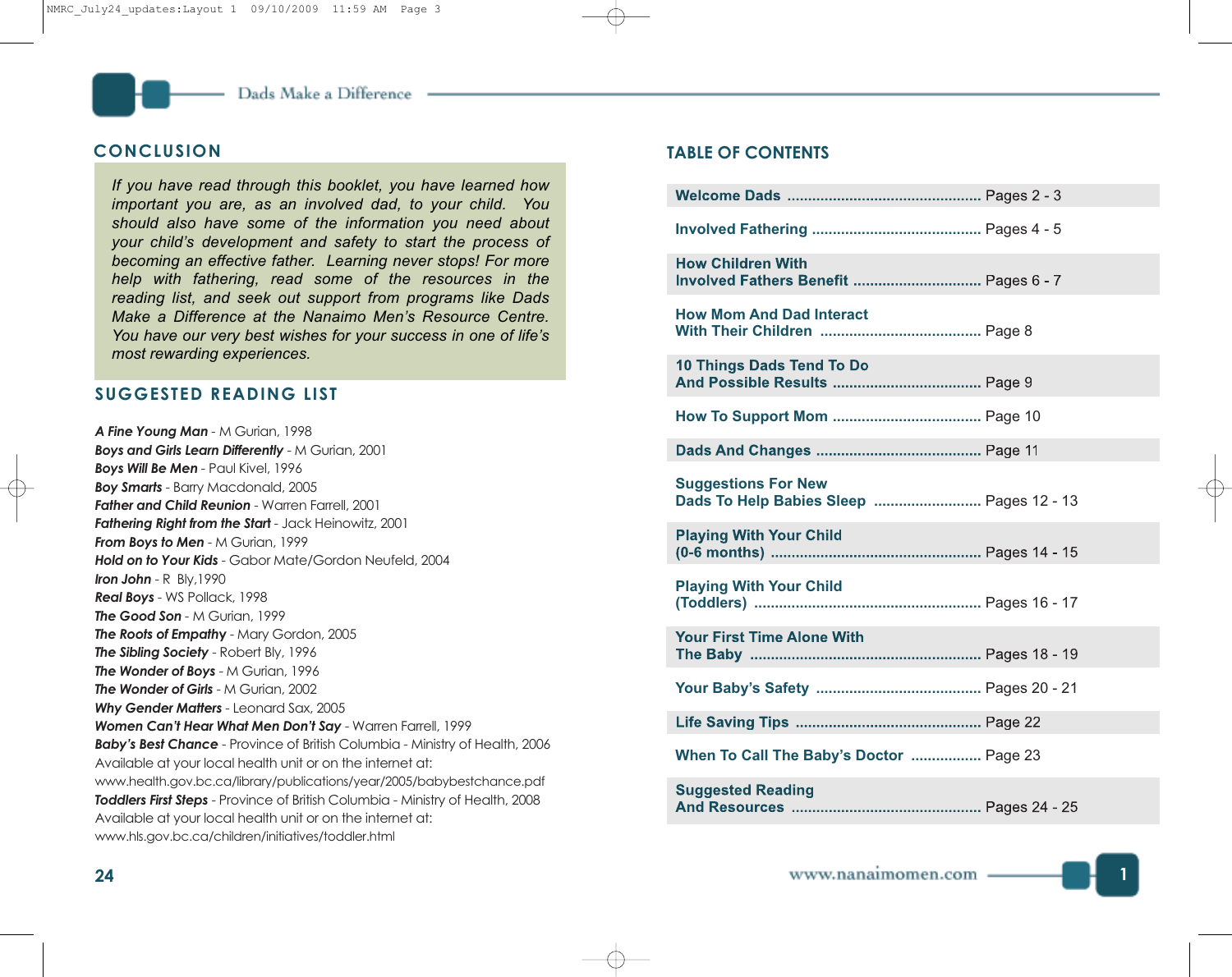## CONCLUSION

*If you have read through this booklet, you have learned how important you are, as an involved dad, to your child. You should also have some of the information you need about your child's development and safety to start the process of becoming an effective father. Learning never stops! For more help with fathering, read some of the resources in the reading list, and seek out support from programs like Dads Make a Difference at the Nanaimo Men's Resource Centre. You have our very best wishes for your success in one of life's most rewarding experiences.*

## SUGGESTED READING LIST

***A Fine Young Man*** - M Gurian, 1998
***Boys and Girls Learn Differently*** - M Gurian, 2001
***Boys Will Be Men*** - Paul Kivel, 1996
***Boy Smarts*** - Barry Macdonald, 2005
***Father and Child Reunion*** - Warren Farrell, 2001
***Fathering Right from the Start*** - Jack Heinowitz, 2001
***From Boys to Men*** - M Gurian, 1999
***Hold on to Your Kids*** - Gabor Mate/Gordon Neufeld, 2004
***Iron John*** - R Bly,1990
***Real Boys*** - WS Pollack, 1998
***The Good Son*** - M Gurian, 1999
***The Roots of Empathy*** - Mary Gordon, 2005
***The Sibling Society*** - Robert Bly, 1996
***The Wonder of Boys*** - M Gurian, 1996
***The Wonder of Girls*** - M Gurian, 2002
***Why Gender Matters*** - Leonard Sax, 2005
***Women Can't Hear What Men Don't Say*** - Warren Farrell, 1999
***Baby's Best Chance*** - Province of British Columbia - Ministry of Health, 2006
Available at your local health unit or on the internet at:
www.health.gov.bc.ca/library/publications/year/2005/babybestchance.pdf
***Toddlers First Steps*** - Province of British Columbia - Ministry of Health, 2008
Available at your local health unit or on the internet at:
www.hls.gov.bc.ca/children/initiatives/toddler.html

## TABLE OF CONTENTS

| Section | Pages |
|---|---|
| **Welcome Dads** | Pages 2 - 3 |
| **Involved Fathering** | Pages 4 - 5 |
| **How Children With Involved Fathers Benefit** | Pages 6 - 7 |
| **How Mom And Dad Interact With Their Children** | Page 8 |
| **10 Things Dads Tend To Do And Possible Results** | Page 9 |
| **How To Support Mom** | Page 10 |
| **Dads And Changes** | Page 11 |
| **Suggestions For New Dads To Help Babies Sleep** | Pages 12 - 13 |
| **Playing With Your Child (0-6 months)** | Pages 14 - 15 |
| **Playing With Your Child (Toddlers)** | Pages 16 - 17 |
| **Your First Time Alone With The Baby** | Pages 18 - 19 |
| **Your Baby's Safety** | Pages 20 - 21 |
| **Life Saving Tips** | Page 22 |
| **When To Call The Baby's Doctor** | Page 23 |
| **Suggested Reading And Resources** | Pages 24 - 25 |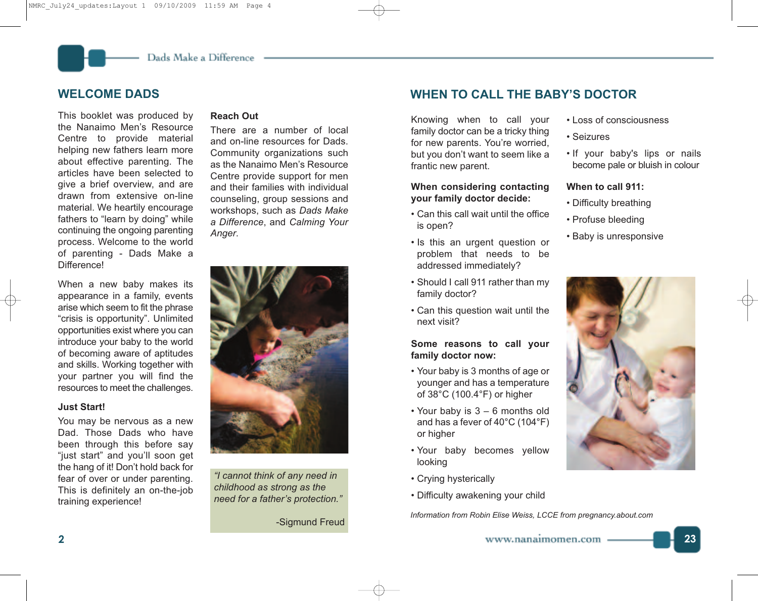## WELCOME DADS

This booklet was produced by the Nanaimo Men's Resource Centre to provide material helping new fathers learn more about effective parenting. The articles have been selected to give a brief overview, and are drawn from extensive on-line material. We heartily encourage fathers to "learn by doing" while continuing the ongoing parenting process. Welcome to the world of parenting - Dads Make a Difference!

When a new baby makes its appearance in a family, events arise which seem to fit the phrase "crisis is opportunity". Unlimited opportunities exist where you can introduce your baby to the world of becoming aware of aptitudes and skills. Working together with your partner you will find the resources to meet the challenges.

### Just Start!

You may be nervous as a new Dad. Those Dads who have been through this before say "just start" and you'll soon get the hang of it! Don't hold back for fear of over or under parenting. This is definitely an on-the-job training experience!

### Reach Out

There are a number of local and on-line resources for Dads. Community organizations such as the Nanaimo Men's Resource Centre provide support for men and their families with individual counseling, group sessions and workshops, such as *Dads Make a Difference*, and *Calming Your Anger*.

> *"I cannot think of any need in childhood as strong as the need for a father's protection."*
>
> -Sigmund Freud

## WHEN TO CALL THE BABY'S DOCTOR

Knowing when to call your family doctor can be a tricky thing for new parents. You're worried, but you don't want to seem like a frantic new parent.

**When considering contacting your family doctor decide:**

- Can this call wait until the office is open?
- Is this an urgent question or problem that needs to be addressed immediately?
- Should I call 911 rather than my family doctor?
- Can this question wait until the next visit?

**Some reasons to call your family doctor now:**

- Your baby is 3 months of age or younger and has a temperature of 38°C (100.4°F) or higher
- Your baby is 3 – 6 months old and has a fever of 40°C (104°F) or higher
- Your baby becomes yellow looking
- Crying hysterically
- Difficulty awakening your child
- Loss of consciousness
- Seizures
- If your baby's lips or nails become pale or bluish in colour

**When to call 911:**

- Difficulty breathing
- Profuse bleeding
- Baby is unresponsive

*Information from Robin Elise Weiss, LCCE from pregnancy.about.com*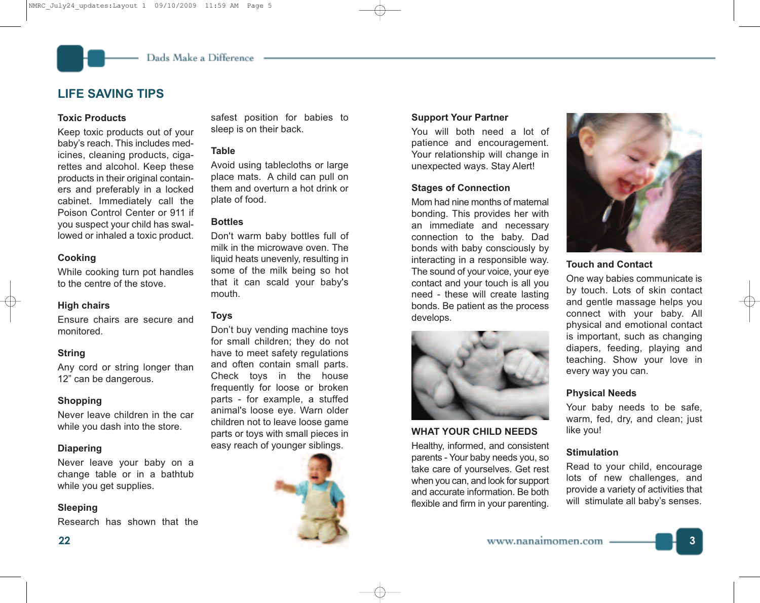## LIFE SAVING TIPS

### Toxic Products

Keep toxic products out of your baby's reach. This includes medicines, cleaning products, cigarettes and alcohol. Keep these products in their original containers and preferably in a locked cabinet. Immediately call the Poison Control Center or 911 if you suspect your child has swallowed or inhaled a toxic product.

### Cooking

While cooking turn pot handles to the centre of the stove.

### High chairs

Ensure chairs are secure and monitored.

### String

Any cord or string longer than 12" can be dangerous.

### Shopping

Never leave children in the car while you dash into the store.

### Diapering

Never leave your baby on a change table or in a bathtub while you get supplies.

### Sleeping

Research has shown that the safest position for babies to sleep is on their back.

### Table

Avoid using tablecloths or large place mats. A child can pull on them and overturn a hot drink or plate of food.

### Bottles

Don't warm baby bottles full of milk in the microwave oven. The liquid heats unevenly, resulting in some of the milk being so hot that it can scald your baby's mouth.

### Toys

Don't buy vending machine toys for small children; they do not have to meet safety regulations and often contain small parts. Check toys in the house frequently for loose or broken parts - for example, a stuffed animal's loose eye. Warn older children not to leave loose game parts or toys with small pieces in easy reach of younger siblings.

### Support Your Partner

You will both need a lot of patience and encouragement. Your relationship will change in unexpected ways. Stay Alert!

### Stages of Connection

Mom had nine months of maternal bonding. This provides her with an immediate and necessary connection to the baby. Dad bonds with baby consciously by interacting in a responsible way. The sound of your voice, your eye contact and your touch is all you need - these will create lasting bonds. Be patient as the process develops.

## WHAT YOUR CHILD NEEDS

Healthy, informed, and consistent parents - Your baby needs you, so take care of yourselves. Get rest when you can, and look for support and accurate information. Be both flexible and firm in your parenting.

### Touch and Contact

One way babies communicate is by touch. Lots of skin contact and gentle massage helps you connect with your baby. All physical and emotional contact is important, such as changing diapers, feeding, playing and teaching. Show your love in every way you can.

### Physical Needs

Your baby needs to be safe, warm, fed, dry, and clean; just like you!

### Stimulation

Read to your child, encourage lots of new challenges, and provide a variety of activities that will stimulate all baby's senses.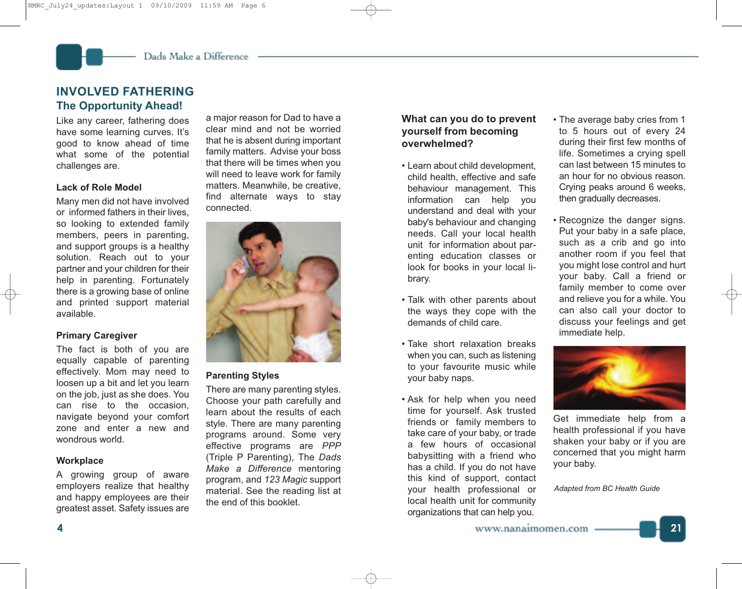# INVOLVED FATHERING

## The Opportunity Ahead!

Like any career, fathering does have some learning curves. It's good to know ahead of time what some of the potential challenges are.

### Lack of Role Model

Many men did not have involved or informed fathers in their lives, so looking to extended family members, peers in parenting, and support groups is a healthy solution. Reach out to your partner and your children for their help in parenting. Fortunately there is a growing base of online and printed support material available.

### Primary Caregiver

The fact is both of you are equally capable of parenting effectively. Mom may need to loosen up a bit and let you learn on the job, just as she does. You can rise to the occasion, navigate beyond your comfort zone and enter a new and wondrous world.

### Workplace

A growing group of aware employers realize that healthy and happy employees are their greatest asset. Safety issues are a major reason for Dad to have a clear mind and not be worried that he is absent during important family matters. Advise your boss that there will be times when you will need to leave work for family matters. Meanwhile, be creative, find alternate ways to stay connected.

### Parenting Styles

There are many parenting styles. Choose your path carefully and learn about the results of each style. There are many parenting programs around. Some very effective programs are *PPP* (Triple P Parenting), The *Dads Make a Difference* mentoring program, and *123 Magic* support material. See the reading list at the end of this booklet.

### What can you do to prevent yourself from becoming overwhelmed?

- Learn about child development, child health, effective and safe behaviour management. This information can help you understand and deal with your baby's behaviour and changing needs. Call your local health unit for information about parenting education classes or look for books in your local library.

- Talk with other parents about the ways they cope with the demands of child care.

- Take short relaxation breaks when you can, such as listening to your favourite music while your baby naps.

- Ask for help when you need time for yourself. Ask trusted friends or family members to take care of your baby, or trade a few hours of occasional babysitting with a friend who has a child. If you do not have this kind of support, contact your health professional or local health unit for community organizations that can help you.

- The average baby cries from 1 to 5 hours out of every 24 during their first few months of life. Sometimes a crying spell can last between 15 minutes to an hour for no obvious reason. Crying peaks around 6 weeks, then gradually decreases.

- Recognize the danger signs. Put your baby in a safe place, such as a crib and go into another room if you feel that you might lose control and hurt your baby. Call a friend or family member to come over and relieve you for a while. You can also call your doctor to discuss your feelings and get immediate help.

Get immediate help from a health professional if you have shaken your baby or if you are concerned that you might harm your baby.

*Adapted from BC Health Guide*

www.nanaimomen.com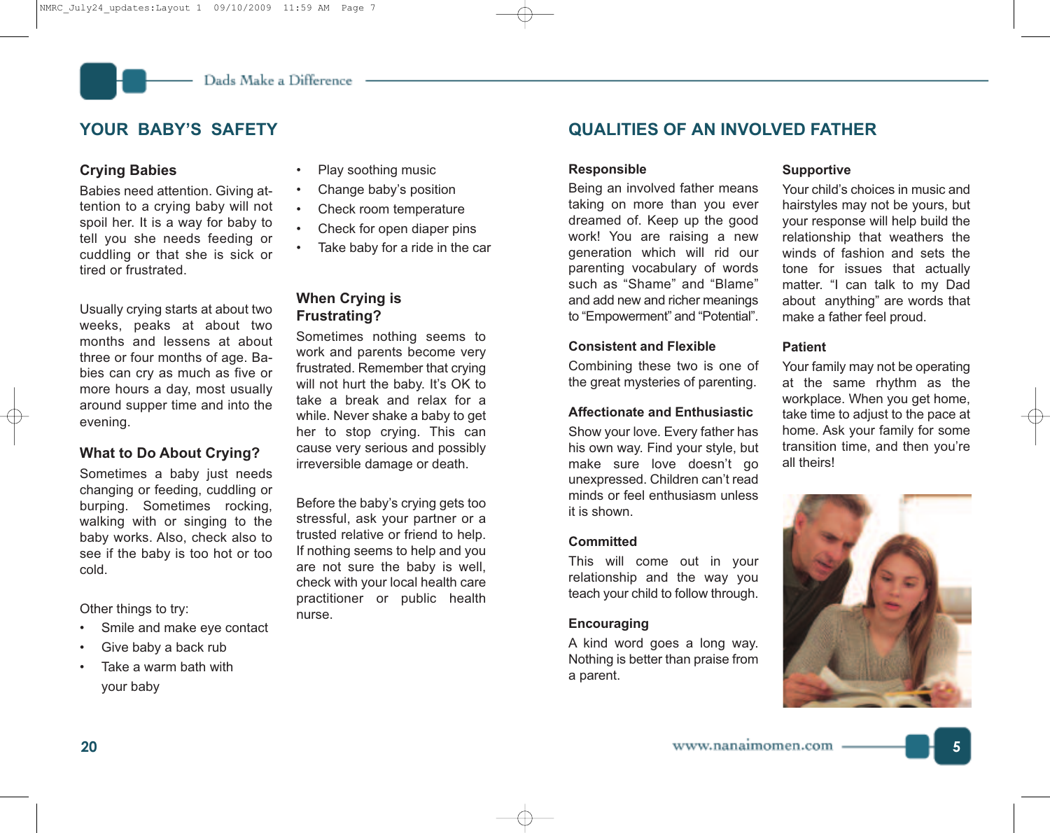## YOUR BABY'S SAFETY

### Crying Babies

Babies need attention. Giving attention to a crying baby will not spoil her. It is a way for baby to tell you she needs feeding or cuddling or that she is sick or tired or frustrated.

Usually crying starts at about two weeks, peaks at about two months and lessens at about three or four months of age. Babies can cry as much as five or more hours a day, most usually around supper time and into the evening.

### What to Do About Crying?

Sometimes a baby just needs changing or feeding, cuddling or burping. Sometimes rocking, walking with or singing to the baby works. Also, check also to see if the baby is too hot or too cold.

Other things to try:

- Smile and make eye contact
- Give baby a back rub
- Take a warm bath with your baby
- Play soothing music
- Change baby's position
- Check room temperature
- Check for open diaper pins
- Take baby for a ride in the car

### When Crying is Frustrating?

Sometimes nothing seems to work and parents become very frustrated. Remember that crying will not hurt the baby. It's OK to take a break and relax for a while. Never shake a baby to get her to stop crying. This can cause very serious and possibly irreversible damage or death.

Before the baby's crying gets too stressful, ask your partner or a trusted relative or friend to help. If nothing seems to help and you are not sure the baby is well, check with your local health care practitioner or public health nurse.

## QUALITIES OF AN INVOLVED FATHER

### Responsible

Being an involved father means taking on more than you ever dreamed of. Keep up the good work! You are raising a new generation which will rid our parenting vocabulary of words such as "Shame" and "Blame" and add new and richer meanings to "Empowerment" and "Potential".

### Consistent and Flexible

Combining these two is one of the great mysteries of parenting.

### Affectionate and Enthusiastic

Show your love. Every father has his own way. Find your style, but make sure love doesn't go unexpressed. Children can't read minds or feel enthusiasm unless it is shown.

### Committed

This will come out in your relationship and the way you teach your child to follow through.

### Encouraging

A kind word goes a long way. Nothing is better than praise from a parent.

### Supportive

Your child's choices in music and hairstyles may not be yours, but your response will help build the relationship that weathers the winds of fashion and sets the tone for issues that actually matter. "I can talk to my Dad about anything" are words that make a father feel proud.

### Patient

Your family may not be operating at the same rhythm as the workplace. When you get home, take time to adjust to the pace at home. Ask your family for some transition time, and then you're all theirs!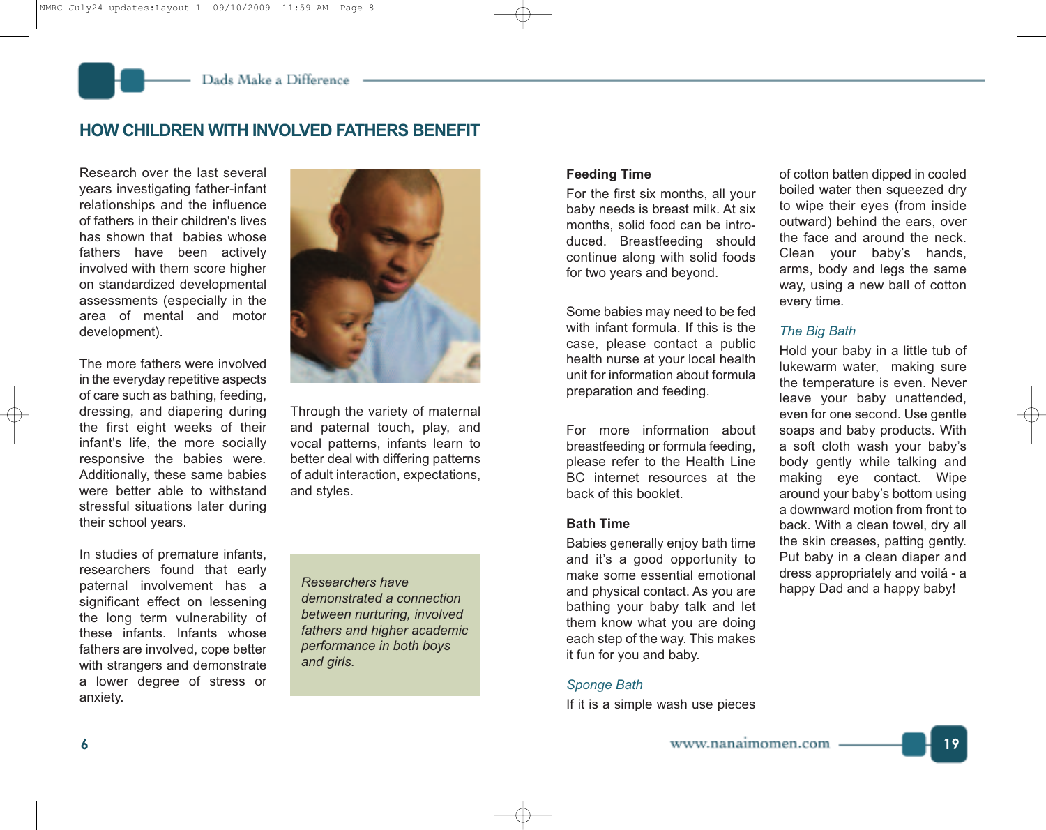## HOW CHILDREN WITH INVOLVED FATHERS BENEFIT

Research over the last several years investigating father-infant relationships and the influence of fathers in their children's lives has shown that babies whose fathers have been actively involved with them score higher on standardized developmental assessments (especially in the area of mental and motor development).

The more fathers were involved in the everyday repetitive aspects of care such as bathing, feeding, dressing, and diapering during the first eight weeks of their infant's life, the more socially responsive the babies were. Additionally, these same babies were better able to withstand stressful situations later during their school years.

In studies of premature infants, researchers found that early paternal involvement has a significant effect on lessening the long term vulnerability of these infants. Infants whose fathers are involved, cope better with strangers and demonstrate a lower degree of stress or anxiety.

Through the variety of maternal and paternal touch, play, and vocal patterns, infants learn to better deal with differing patterns of adult interaction, expectations, and styles.

*Researchers have demonstrated a connection between nurturing, involved fathers and higher academic performance in both boys and girls.*

**Feeding Time**

For the first six months, all your baby needs is breast milk. At six months, solid food can be introduced. Breastfeeding should continue along with solid foods for two years and beyond.

Some babies may need to be fed with infant formula. If this is the case, please contact a public health nurse at your local health unit for information about formula preparation and feeding.

For more information about breastfeeding or formula feeding, please refer to the Health Line BC internet resources at the back of this booklet.

**Bath Time**

Babies generally enjoy bath time and it's a good opportunity to make some essential emotional and physical contact. As you are bathing your baby talk and let them know what you are doing each step of the way. This makes it fun for you and baby.

*Sponge Bath*

If it is a simple wash use pieces of cotton batten dipped in cooled boiled water then squeezed dry to wipe their eyes (from inside outward) behind the ears, over the face and around the neck. Clean your baby's hands, arms, body and legs the same way, using a new ball of cotton every time.

*The Big Bath*

Hold your baby in a little tub of lukewarm water, making sure the temperature is even. Never leave your baby unattended, even for one second. Use gentle soaps and baby products. With a soft cloth wash your baby's body gently while talking and making eye contact. Wipe around your baby's bottom using a downward motion from front to back. With a clean towel, dry all the skin creases, patting gently. Put baby in a clean diaper and dress appropriately and voilá - a happy Dad and a happy baby!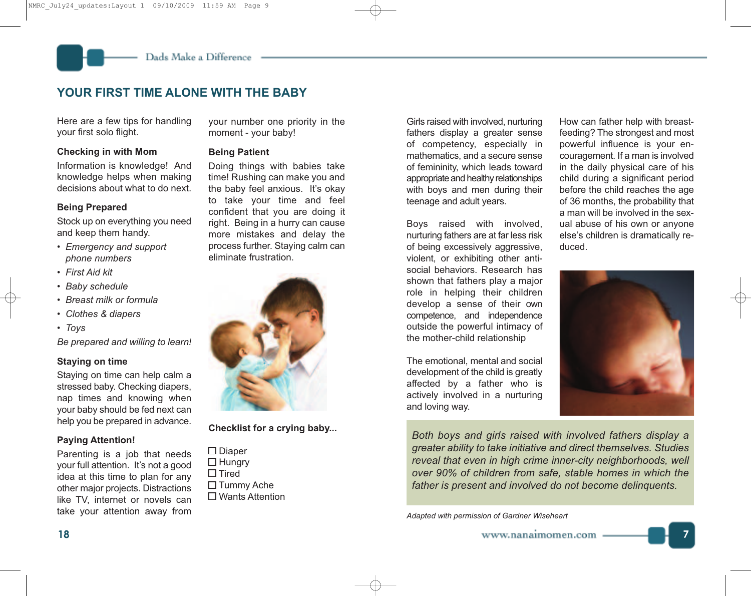## YOUR FIRST TIME ALONE WITH THE BABY

Here are a few tips for handling your first solo flight.

### Checking in with Mom

Information is knowledge! And knowledge helps when making decisions about what to do next.

### Being Prepared

Stock up on everything you need and keep them handy.

- *Emergency and support phone numbers*
- *First Aid kit*
- *Baby schedule*
- *Breast milk or formula*
- *Clothes & diapers*
- *Toys*

*Be prepared and willing to learn!*

### Staying on time

Staying on time can help calm a stressed baby. Checking diapers, nap times and knowing when your baby should be fed next can help you be prepared in advance.

### Paying Attention!

Parenting is a job that needs your full attention. It's not a good idea at this time to plan for any other major projects. Distractions like TV, internet or novels can take your attention away from your number one priority in the moment - your baby!

### Being Patient

Doing things with babies take time! Rushing can make you and the baby feel anxious. It's okay to take your time and feel confident that you are doing it right. Being in a hurry can cause more mistakes and delay the process further. Staying calm can eliminate frustration.

**Checklist for a crying baby...**

- ☐ Diaper
- ☐ Hungry
- ☐ Tired
- ☐ Tummy Ache
- ☐ Wants Attention

Girls raised with involved, nurturing fathers display a greater sense of competency, especially in mathematics, and a secure sense of femininity, which leads toward appropriate and healthy relationships with boys and men during their teenage and adult years.

Boys raised with involved, nurturing fathers are at far less risk of being excessively aggressive, violent, or exhibiting other anti-social behaviors. Research has shown that fathers play a major role in helping their children develop a sense of their own competence, and independence outside the powerful intimacy of the mother-child relationship

The emotional, mental and social development of the child is greatly affected by a father who is actively involved in a nurturing and loving way.

How can father help with breast-feeding? The strongest and most powerful influence is your encouragement. If a man is involved in the daily physical care of his child during a significant period before the child reaches the age of 36 months, the probability that a man will be involved in the sexual abuse of his own or anyone else's children is dramatically reduced.

*Both boys and girls raised with involved fathers display a greater ability to take initiative and direct themselves. Studies reveal that even in high crime inner-city neighborhoods, well over 90% of children from safe, stable homes in which the father is present and involved do not become delinquents.*

*Adapted with permission of Gardner Wiseheart*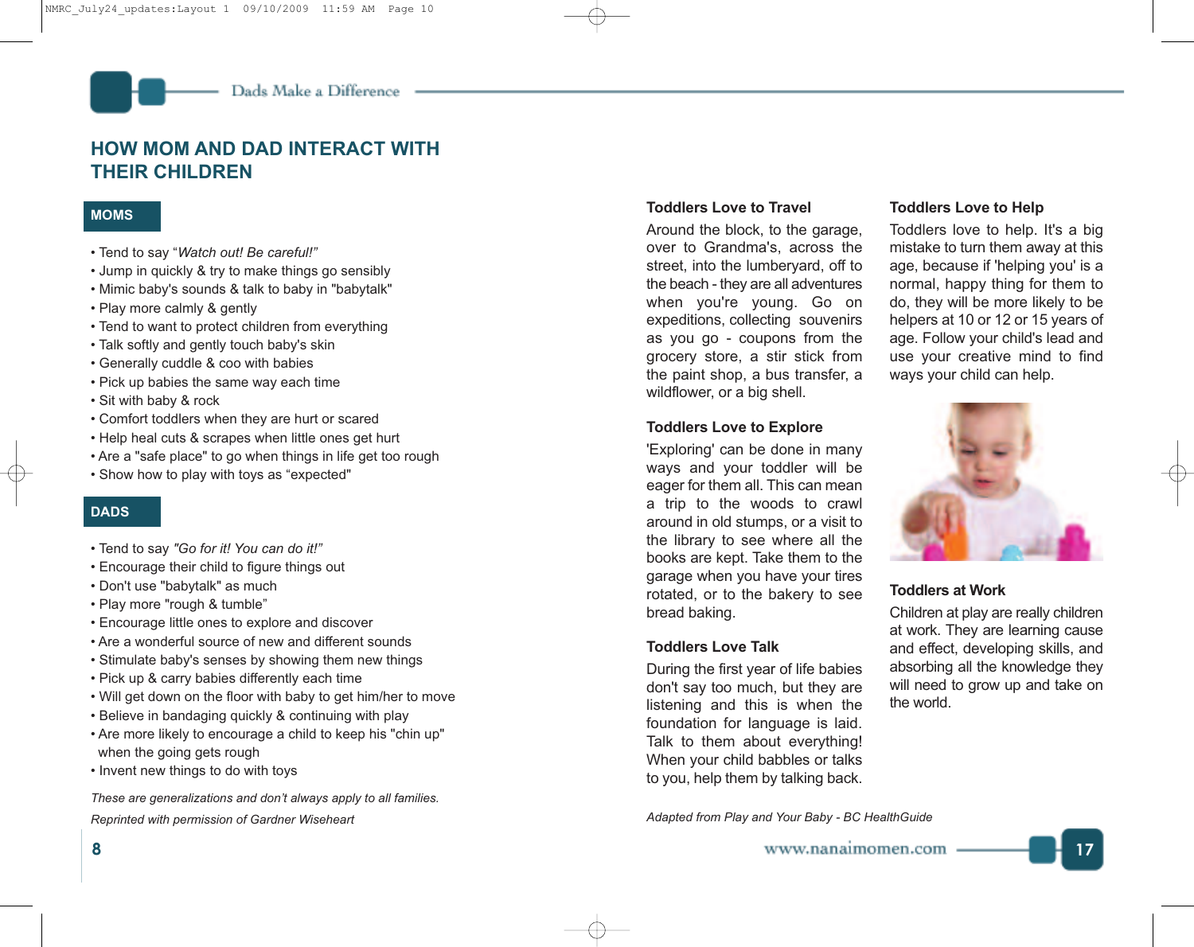## HOW MOM AND DAD INTERACT WITH THEIR CHILDREN

### MOMS

- Tend to say "*Watch out! Be careful!*"
- Jump in quickly & try to make things go sensibly
- Mimic baby's sounds & talk to baby in "babytalk"
- Play more calmly & gently
- Tend to want to protect children from everything
- Talk softly and gently touch baby's skin
- Generally cuddle & coo with babies
- Pick up babies the same way each time
- Sit with baby & rock
- Comfort toddlers when they are hurt or scared
- Help heal cuts & scrapes when little ones get hurt
- Are a "safe place" to go when things in life get too rough
- Show how to play with toys as "expected"

### DADS

- Tend to say *"Go for it! You can do it!"*
- Encourage their child to figure things out
- Don't use "babytalk" as much
- Play more "rough & tumble"
- Encourage little ones to explore and discover
- Are a wonderful source of new and different sounds
- Stimulate baby's senses by showing them new things
- Pick up & carry babies differently each time
- Will get down on the floor with baby to get him/her to move
- Believe in bandaging quickly & continuing with play
- Are more likely to encourage a child to keep his "chin up" when the going gets rough
- Invent new things to do with toys

*These are generalizations and don't always apply to all families.*

*Reprinted with permission of Gardner Wiseheart*

### Toddlers Love to Travel

Around the block, to the garage, over to Grandma's, across the street, into the lumberyard, off to the beach - they are all adventures when you're young. Go on expeditions, collecting souvenirs as you go - coupons from the grocery store, a stir stick from the paint shop, a bus transfer, a wildflower, or a big shell.

### Toddlers Love to Explore

'Exploring' can be done in many ways and your toddler will be eager for them all. This can mean a trip to the woods to crawl around in old stumps, or a visit to the library to see where all the books are kept. Take them to the garage when you have your tires rotated, or to the bakery to see bread baking.

### Toddlers Love Talk

During the first year of life babies don't say too much, but they are listening and this is when the foundation for language is laid. Talk to them about everything! When your child babbles or talks to you, help them by talking back.

### Toddlers Love to Help

Toddlers love to help. It's a big mistake to turn them away at this age, because if 'helping you' is a normal, happy thing for them to do, they will be more likely to be helpers at 10 or 12 or 15 years of age. Follow your child's lead and use your creative mind to find ways your child can help.

### Toddlers at Work

Children at play are really children at work. They are learning cause and effect, developing skills, and absorbing all the knowledge they will need to grow up and take on the world.

*Adapted from Play and Your Baby - BC HealthGuide*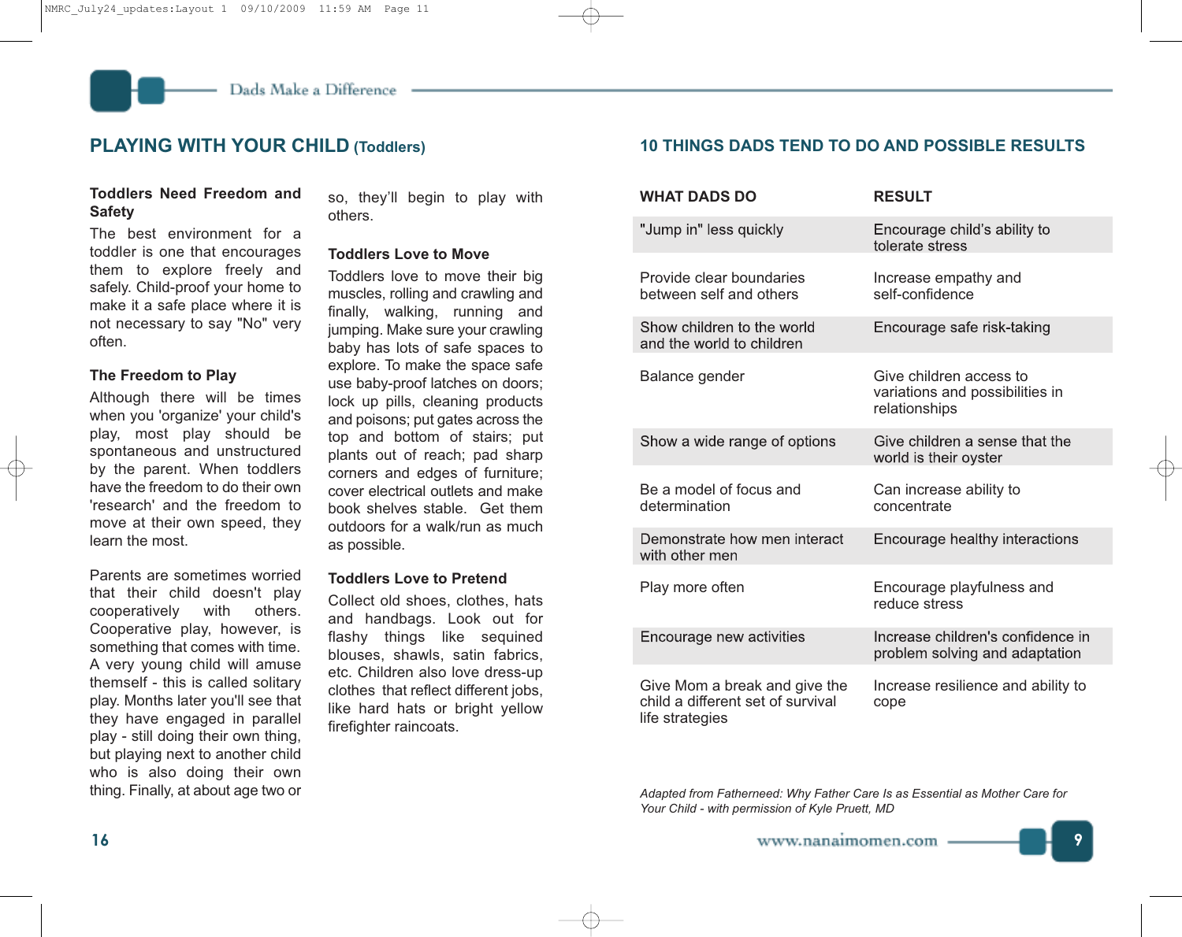## PLAYING WITH YOUR CHILD (Toddlers)

**Toddlers Need Freedom and Safety**

The best environment for a toddler is one that encourages them to explore freely and safely. Child-proof your home to make it a safe place where it is not necessary to say "No" very often.

**The Freedom to Play**

Although there will be times when you 'organize' your child's play, most play should be spontaneous and unstructured by the parent. When toddlers have the freedom to do their own 'research' and the freedom to move at their own speed, they learn the most.

Parents are sometimes worried that their child doesn't play cooperatively with others. Cooperative play, however, is something that comes with time. A very young child will amuse themself - this is called solitary play. Months later you'll see that they have engaged in parallel play - still doing their own thing, but playing next to another child who is also doing their own thing. Finally, at about age two or so, they'll begin to play with others.

**Toddlers Love to Move**

Toddlers love to move their big muscles, rolling and crawling and finally, walking, running and jumping. Make sure your crawling baby has lots of safe spaces to explore. To make the space safe use baby-proof latches on doors; lock up pills, cleaning products and poisons; put gates across the top and bottom of stairs; put plants out of reach; pad sharp corners and edges of furniture; cover electrical outlets and make book shelves stable. Get them outdoors for a walk/run as much as possible.

**Toddlers Love to Pretend**

Collect old shoes, clothes, hats and handbags. Look out for flashy things like sequined blouses, shawls, satin fabrics, etc. Children also love dress-up clothes that reflect different jobs, like hard hats or bright yellow firefighter raincoats.

## 10 THINGS DADS TEND TO DO AND POSSIBLE RESULTS

| WHAT DADS DO | RESULT |
|---|---|
| "Jump in" less quickly | Encourage child's ability to tolerate stress |
| Provide clear boundaries between self and others | Increase empathy and self-confidence |
| Show children to the world and the world to children | Encourage safe risk-taking |
| Balance gender | Give children access to variations and possibilities in relationships |
| Show a wide range of options | Give children a sense that the world is their oyster |
| Be a model of focus and determination | Can increase ability to concentrate |
| Demonstrate how men interact with other men | Encourage healthy interactions |
| Play more often | Encourage playfulness and reduce stress |
| Encourage new activities | Increase children's confidence in problem solving and adaptation |
| Give Mom a break and give the child a different set of survival life strategies | Increase resilience and ability to cope |

*Adapted from Fatherneed: Why Father Care Is as Essential as Mother Care for Your Child - with permission of Kyle Pruett, MD*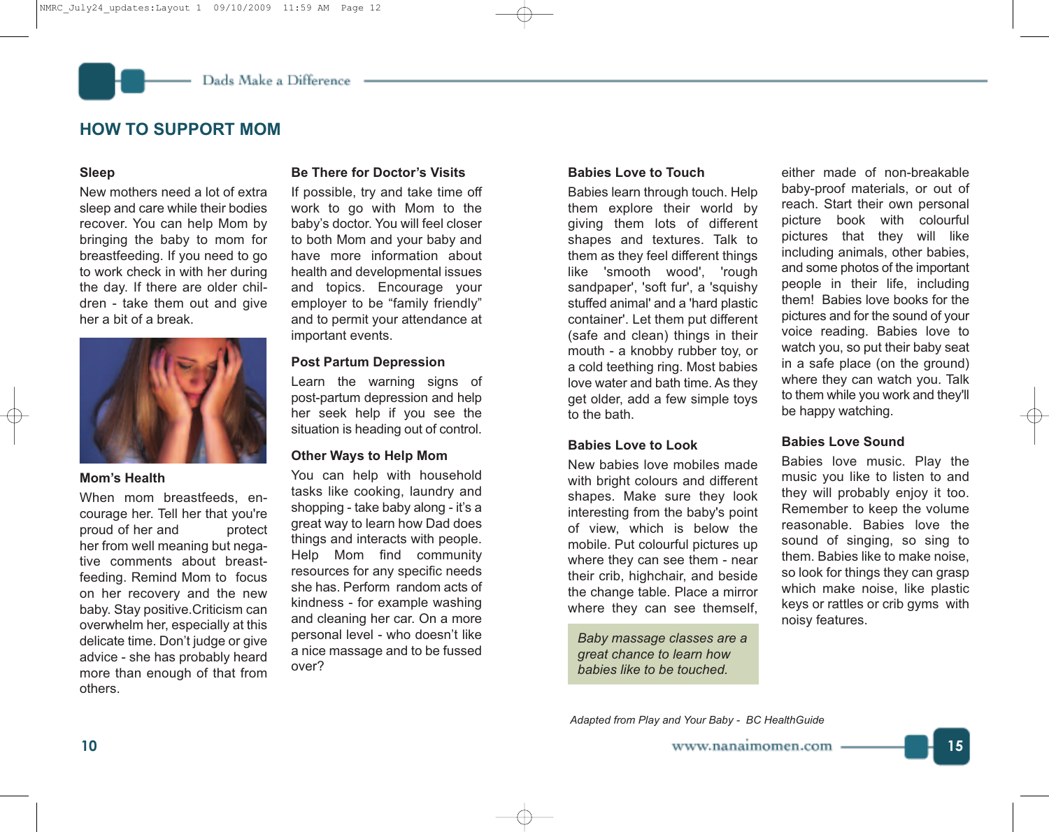## HOW TO SUPPORT MOM

### Sleep

New mothers need a lot of extra sleep and care while their bodies recover. You can help Mom by bringing the baby to mom for breastfeeding. If you need to go to work check in with her during the day. If there are older children - take them out and give her a bit of a break.

### Mom's Health

When mom breastfeeds, encourage her. Tell her that you're proud of her and protect her from well meaning but negative comments about breastfeeding. Remind Mom to focus on her recovery and the new baby. Stay positive.Criticism can overwhelm her, especially at this delicate time. Don't judge or give advice - she has probably heard more than enough of that from others.

### Be There for Doctor's Visits

If possible, try and take time off work to go with Mom to the baby's doctor. You will feel closer to both Mom and your baby and have more information about health and developmental issues and topics. Encourage your employer to be "family friendly" and to permit your attendance at important events.

### Post Partum Depression

Learn the warning signs of post-partum depression and help her seek help if you see the situation is heading out of control.

### Other Ways to Help Mom

You can help with household tasks like cooking, laundry and shopping - take baby along - it's a great way to learn how Dad does things and interacts with people. Help Mom find community resources for any specific needs she has. Perform random acts of kindness - for example washing and cleaning her car. On a more personal level - who doesn't like a nice massage and to be fussed over?

### Babies Love to Touch

Babies learn through touch. Help them explore their world by giving them lots of different shapes and textures. Talk to them as they feel different things like 'smooth wood', 'rough sandpaper', 'soft fur', a 'squishy stuffed animal' and a 'hard plastic container'. Let them put different (safe and clean) things in their mouth - a knobby rubber toy, or a cold teething ring. Most babies love water and bath time. As they get older, add a few simple toys to the bath.

### Babies Love to Look

New babies love mobiles made with bright colours and different shapes. Make sure they look interesting from the baby's point of view, which is below the mobile. Put colourful pictures up where they can see them - near their crib, highchair, and beside the change table. Place a mirror where they can see themself, either made of non-breakable baby-proof materials, or out of reach. Start their own personal picture book with colourful pictures that they will like including animals, other babies, and some photos of the important people in their life, including them! Babies love books for the pictures and for the sound of your voice reading. Babies love to watch you, so put their baby seat in a safe place (on the ground) where they can watch you. Talk to them while you work and they'll be happy watching.

*Baby massage classes are a great chance to learn how babies like to be touched.*

### Babies Love Sound

Babies love music. Play the music you like to listen to and they will probably enjoy it too. Remember to keep the volume reasonable. Babies love the sound of singing, so sing to them. Babies like to make noise, so look for things they can grasp which make noise, like plastic keys or rattles or crib gyms with noisy features.

*Adapted from Play and Your Baby - BC HealthGuide*

www.nanaimomen.com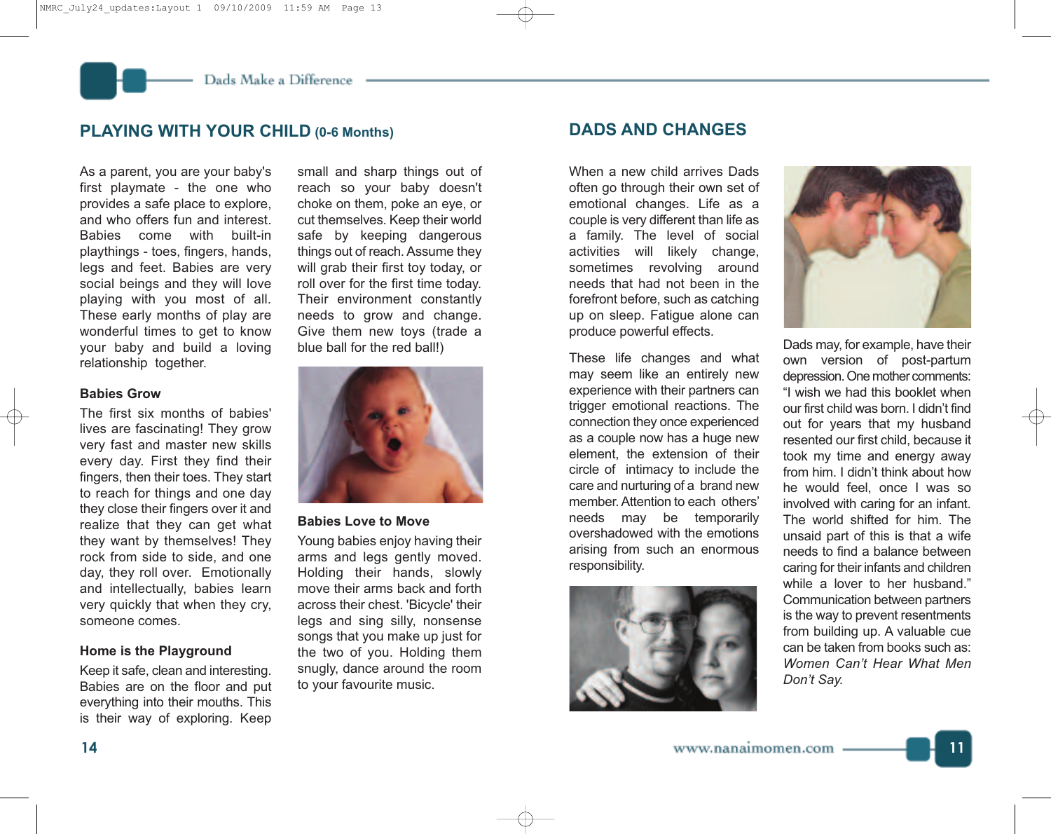## PLAYING WITH YOUR CHILD (0-6 Months)

As a parent, you are your baby's first playmate - the one who provides a safe place to explore, and who offers fun and interest. Babies come with built-in playthings - toes, fingers, hands, legs and feet. Babies are very social beings and they will love playing with you most of all. These early months of play are wonderful times to get to know your baby and build a loving relationship together.

### Babies Grow

The first six months of babies' lives are fascinating! They grow very fast and master new skills every day. First they find their fingers, then their toes. They start to reach for things and one day they close their fingers over it and realize that they can get what they want by themselves! They rock from side to side, and one day, they roll over. Emotionally and intellectually, babies learn very quickly that when they cry, someone comes.

### Home is the Playground

Keep it safe, clean and interesting. Babies are on the floor and put everything into their mouths. This is their way of exploring. Keep small and sharp things out of reach so your baby doesn't choke on them, poke an eye, or cut themselves. Keep their world safe by keeping dangerous things out of reach. Assume they will grab their first toy today, or roll over for the first time today. Their environment constantly needs to grow and change. Give them new toys (trade a blue ball for the red ball!)

### Babies Love to Move

Young babies enjoy having their arms and legs gently moved. Holding their hands, slowly move their arms back and forth across their chest. 'Bicycle' their legs and sing silly, nonsense songs that you make up just for the two of you. Holding them snugly, dance around the room to your favourite music.

## DADS AND CHANGES

When a new child arrives Dads often go through their own set of emotional changes. Life as a couple is very different than life as a family. The level of social activities will likely change, sometimes revolving around needs that had not been in the forefront before, such as catching up on sleep. Fatigue alone can produce powerful effects.

These life changes and what may seem like an entirely new experience with their partners can trigger emotional reactions. The connection they once experienced as a couple now has a huge new element, the extension of their circle of intimacy to include the care and nurturing of a brand new member. Attention to each others' needs may be temporarily overshadowed with the emotions arising from such an enormous responsibility.

Dads may, for example, have their own version of post-partum depression. One mother comments: "I wish we had this booklet when our first child was born. I didn't find out for years that my husband resented our first child, because it took my time and energy away from him. I didn't think about how he would feel, once I was so involved with caring for an infant. The world shifted for him. The unsaid part of this is that a wife needs to find a balance between caring for their infants and children while a lover to her husband." Communication between partners is the way to prevent resentments from building up. A valuable cue can be taken from books such as: *Women Can't Hear What Men Don't Say.*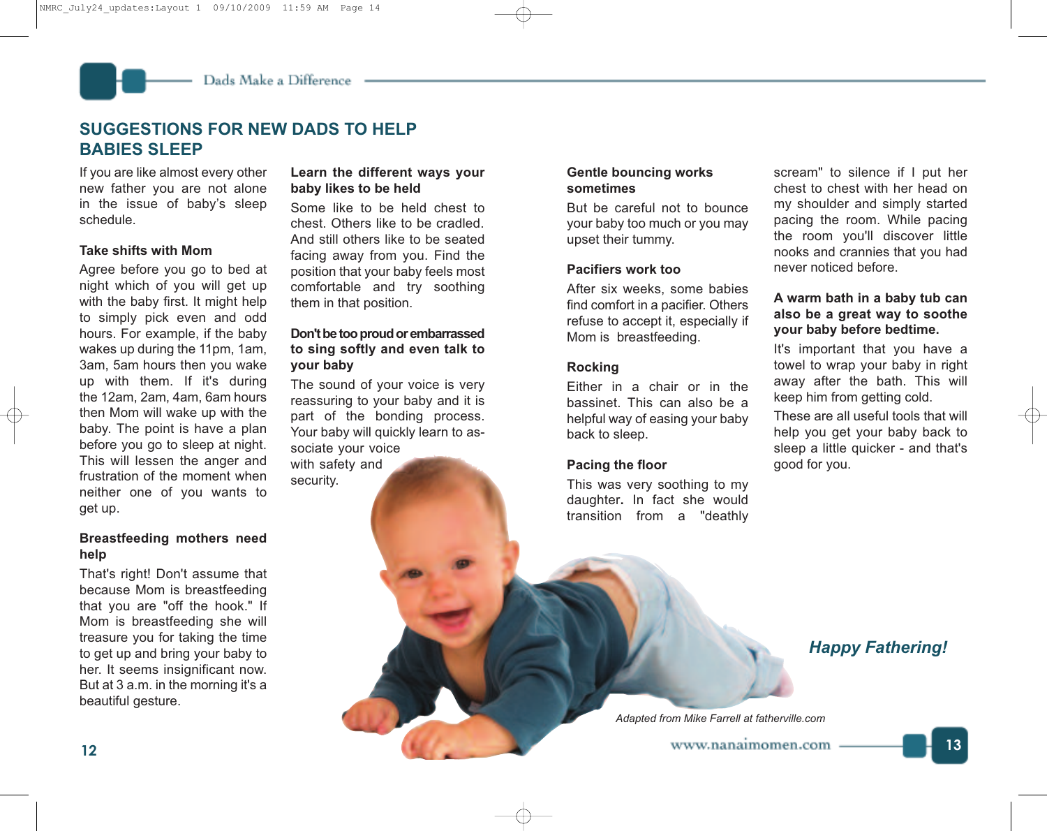## SUGGESTIONS FOR NEW DADS TO HELP BABIES SLEEP

If you are like almost every other new father you are not alone in the issue of baby's sleep schedule.

### Take shifts with Mom

Agree before you go to bed at night which of you will get up with the baby first. It might help to simply pick even and odd hours. For example, if the baby wakes up during the 11pm, 1am, 3am, 5am hours then you wake up with them. If it's during the 12am, 2am, 4am, 6am hours then Mom will wake up with the baby. The point is have a plan before you go to sleep at night. This will lessen the anger and frustration of the moment when neither one of you wants to get up.

### Breastfeeding mothers need help

That's right! Don't assume that because Mom is breastfeeding that you are "off the hook." If Mom is breastfeeding she will treasure you for taking the time to get up and bring your baby to her. It seems insignificant now. But at 3 a.m. in the morning it's a beautiful gesture.

### Learn the different ways your baby likes to be held

Some like to be held chest to chest. Others like to be cradled. And still others like to be seated facing away from you. Find the position that your baby feels most comfortable and try soothing them in that position.

### Don't be too proud or embarrassed to sing softly and even talk to your baby

The sound of your voice is very reassuring to your baby and it is part of the bonding process. Your baby will quickly learn to associate your voice with safety and security.

### Gentle bouncing works sometimes

But be careful not to bounce your baby too much or you may upset their tummy.

### Pacifiers work too

After six weeks, some babies find comfort in a pacifier. Others refuse to accept it, especially if Mom is breastfeeding.

### Rocking

Either in a chair or in the bassinet. This can also be a helpful way of easing your baby back to sleep.

### Pacing the floor

This was very soothing to my daughter. In fact she would transition from a "deathly scream" to silence if I put her chest to chest with her head on my shoulder and simply started pacing the room. While pacing the room you'll discover little nooks and crannies that you had never noticed before.

### A warm bath in a baby tub can also be a great way to soothe your baby before bedtime.

It's important that you have a towel to wrap your baby in right away after the bath. This will keep him from getting cold.

These are all useful tools that will help you get your baby back to sleep a little quicker - and that's good for you.

***Happy Fathering!***

*Adapted from Mike Farrell at fatherville.com*